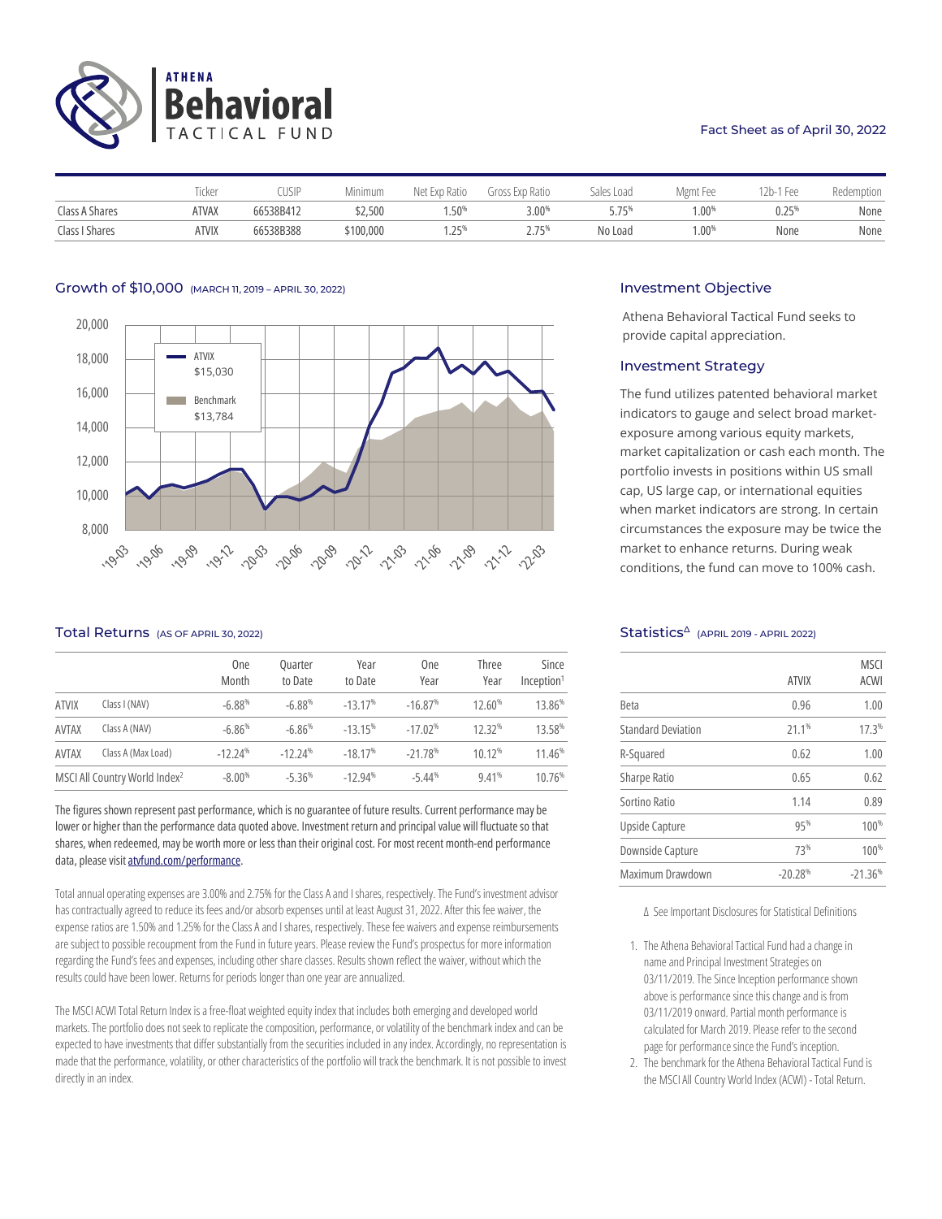# ATHENA Behavioral TACTICAL FUND

Fact Sheet as of April 30, 2022

| | Ticker | CUSIP | Minimum | Net Exp Ratio | Gross Exp Ratio | Sales Load | Mgmt Fee | 12b-1 Fee | Redemption |
|---|---|---|---|---|---|---|---|---|---|
| Class A Shares | ATVAX | 66538B412 | $2,500 | 1.50% | 3.00% | 5.75% | 1.00% | 0.25% | None |
| Class I Shares | ATVIX | 66538B388 | $100,000 | 1.25% | 2.75% | No Load | 1.00% | None | None |

## Growth of $10,000 (MARCH 11, 2019 – APRIL 30, 2022)

ATVIX $15,030

Benchmark $13,784

## Investment Objective

Athena Behavioral Tactical Fund seeks to provide capital appreciation.

## Investment Strategy

The fund utilizes patented behavioral market indicators to gauge and select broad market-exposure among various equity markets, market capitalization or cash each month. The portfolio invests in positions within US small cap, US large cap, or international equities when market indicators are strong. In certain circumstances the exposure may be twice the market to enhance returns. During weak conditions, the fund can move to 100% cash.

## Total Returns (AS OF APRIL 30, 2022)

| | | One Month | Quarter to Date | Year to Date | One Year | Three Year | Since Inception[1] |
|---|---|---|---|---|---|---|---|
| ATVIX | Class I (NAV) | -6.88% | -6.88% | -13.17% | -16.87% | 12.60% | 13.86% |
| AVTAX | Class A (NAV) | -6.86% | -6.86% | -13.15% | -17.02% | 12.32% | 13.58% |
| AVTAX | Class A (Max Load) | -12.24% | -12.24% | -18.17% | -21.78% | 10.12% | 11.46% |
| MSCI All Country World Index[2] | | -8.00% | -5.36% | -12.94% | -5.44% | 9.41% | 10.76% |

The figures shown represent past performance, which is no guarantee of future results. Current performance may be lower or higher than the performance data quoted above. Investment return and principal value will fluctuate so that shares, when redeemed, may be worth more or less than their original cost. For most recent month-end performance data, please visit atvfund.com/performance.

Total annual operating expenses are 3.00% and 2.75% for the Class A and I shares, respectively. The Fund's investment advisor has contractually agreed to reduce its fees and/or absorb expenses until at least August 31, 2022. After this fee waiver, the expense ratios are 1.50% and 1.25% for the Class A and I shares, respectively. These fee waivers and expense reimbursements are subject to possible recoupment from the Fund in future years. Please review the Fund's prospectus for more information regarding the Fund's fees and expenses, including other share classes. Results shown reflect the waiver, without which the results could have been lower. Returns for periods longer than one year are annualized.

The MSCI ACWI Total Return Index is a free-float weighted equity index that includes both emerging and developed world markets. The portfolio does not seek to replicate the composition, performance, or volatility of the benchmark index and can be expected to have investments that differ substantially from the securities included in any index. Accordingly, no representation is made that the performance, volatility, or other characteristics of the portfolio will track the benchmark. It is not possible to invest directly in an index.

## Statistics[Δ] (APRIL 2019 - APRIL 2022)

| | ATVIX | MSCI ACWI |
|---|---|---|
| Beta | 0.96 | 1.00 |
| Standard Deviation | 21.1% | 17.3% |
| R-Squared | 0.62 | 1.00 |
| Sharpe Ratio | 0.65 | 0.62 |
| Sortino Ratio | 1.14 | 0.89 |
| Upside Capture | 95% | 100% |
| Downside Capture | 73% | 100% |
| Maximum Drawdown | -20.28% | -21.36% |

Δ See Important Disclosures for Statistical Definitions

1. The Athena Behavioral Tactical Fund had a change in name and Principal Investment Strategies on 03/11/2019. The Since Inception performance shown above is performance since this change and is from 03/11/2019 onward. Partial month performance is calculated for March 2019. Please refer to the second page for performance since the Fund's inception.
2. The benchmark for the Athena Behavioral Tactical Fund is the MSCI All Country World Index (ACWI) - Total Return.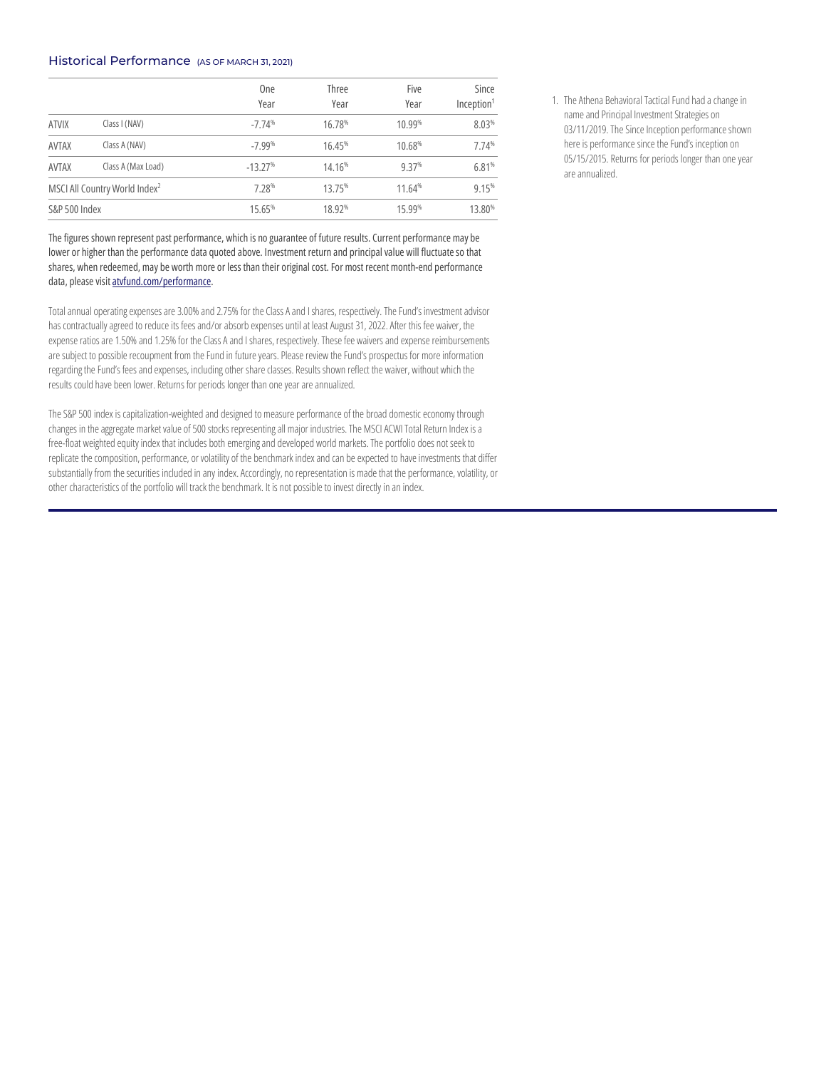## Historical Performance (AS OF MARCH 31, 2021)

| | | One Year | Three Year | Five Year | Since Inception[1] |
|---|---|---|---|---|---|
| ATVIX | Class I (NAV) | -7.74% | 16.78% | 10.99% | 8.03% |
| AVTAX | Class A (NAV) | -7.99% | 16.45% | 10.68% | 7.74% |
| AVTAX | Class A (Max Load) | -13.27% | 14.16% | 9.37% | 6.81% |
| MSCI All Country World Index[2] | | 7.28% | 13.75% | 11.64% | 9.15% |
| S&P 500 Index | | 15.65% | 18.92% | 15.99% | 13.80% |

The figures shown represent past performance, which is no guarantee of future results. Current performance may be lower or higher than the performance data quoted above. Investment return and principal value will fluctuate so that shares, when redeemed, may be worth more or less than their original cost. For most recent month-end performance data, please visit atvfund.com/performance.

Total annual operating expenses are 3.00% and 2.75% for the Class A and I shares, respectively. The Fund's investment advisor has contractually agreed to reduce its fees and/or absorb expenses until at least August 31, 2022. After this fee waiver, the expense ratios are 1.50% and 1.25% for the Class A and I shares, respectively. These fee waivers and expense reimbursements are subject to possible recoupment from the Fund in future years. Please review the Fund's prospectus for more information regarding the Fund's fees and expenses, including other share classes. Results shown reflect the waiver, without which the results could have been lower. Returns for periods longer than one year are annualized.

The S&P 500 index is capitalization-weighted and designed to measure performance of the broad domestic economy through changes in the aggregate market value of 500 stocks representing all major industries. The MSCI ACWI Total Return Index is a free-float weighted equity index that includes both emerging and developed world markets. The portfolio does not seek to replicate the composition, performance, or volatility of the benchmark index and can be expected to have investments that differ substantially from the securities included in any index. Accordingly, no representation is made that the performance, volatility, or other characteristics of the portfolio will track the benchmark. It is not possible to invest directly in an index.

1. The Athena Behavioral Tactical Fund had a change in name and Principal Investment Strategies on 03/11/2019. The Since Inception performance shown here is performance since the Fund's inception on 05/15/2015. Returns for periods longer than one year are annualized.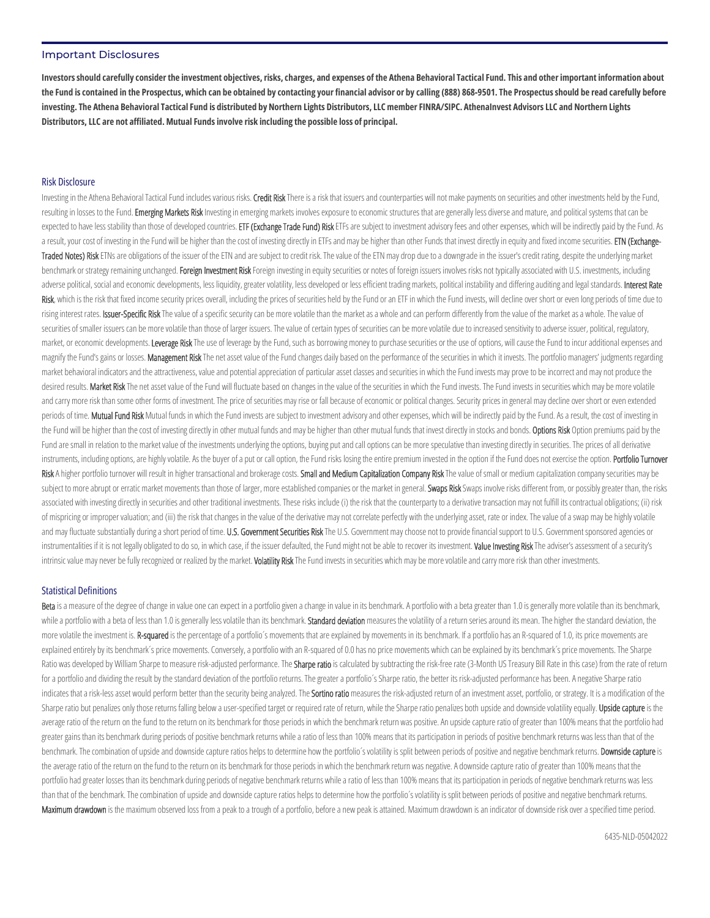## Important Disclosures

**Investors should carefully consider the investment objectives, risks, charges, and expenses of the Athena Behavioral Tactical Fund. This and other important information about the Fund is contained in the Prospectus, which can be obtained by contacting your financial advisor or by calling (888) 868-9501. The Prospectus should be read carefully before investing. The Athena Behavioral Tactical Fund is distributed by Northern Lights Distributors, LLC member FINRA/SIPC. AthenaInvest Advisors LLC and Northern Lights Distributors, LLC are not affiliated. Mutual Funds involve risk including the possible loss of principal.**

### Risk Disclosure

Investing in the Athena Behavioral Tactical Fund includes various risks. **Credit Risk** There is a risk that issuers and counterparties will not make payments on securities and other investments held by the Fund, resulting in losses to the Fund. **Emerging Markets Risk** Investing in emerging markets involves exposure to economic structures that are generally less diverse and mature, and political systems that can be expected to have less stability than those of developed countries. **ETF (Exchange Trade Fund) Risk** ETFs are subject to investment advisory fees and other expenses, which will be indirectly paid by the Fund. As a result, your cost of investing in the Fund will be higher than the cost of investing directly in ETFs and may be higher than other Funds that invest directly in equity and fixed income securities. **ETN (Exchange-Traded Notes) Risk** ETNs are obligations of the issuer of the ETN and are subject to credit risk. The value of the ETN may drop due to a downgrade in the issuer's credit rating, despite the underlying market benchmark or strategy remaining unchanged. **Foreign Investment Risk** Foreign investing in equity securities or notes of foreign issuers involves risks not typically associated with U.S. investments, including adverse political, social and economic developments, less liquidity, greater volatility, less developed or less efficient trading markets, political instability and differing auditing and legal standards. **Interest Rate Risk**, which is the risk that fixed income security prices overall, including the prices of securities held by the Fund or an ETF in which the Fund invests, will decline over short or even long periods of time due to rising interest rates. **Issuer-Specific Risk** The value of a specific security can be more volatile than the market as a whole and can perform differently from the value of the market as a whole. The value of securities of smaller issuers can be more volatile than those of larger issuers. The value of certain types of securities can be more volatile due to increased sensitivity to adverse issuer, political, regulatory, market, or economic developments. **Leverage Risk** The use of leverage by the Fund, such as borrowing money to purchase securities or the use of options, will cause the Fund to incur additional expenses and magnify the Fund's gains or losses. **Management Risk** The net asset value of the Fund changes daily based on the performance of the securities in which it invests. The portfolio managers' judgments regarding market behavioral indicators and the attractiveness, value and potential appreciation of particular asset classes and securities in which the Fund invests may prove to be incorrect and may not produce the desired results. **Market Risk** The net asset value of the Fund will fluctuate based on changes in the value of the securities in which the Fund invests. The Fund invests in securities which may be more volatile and carry more risk than some other forms of investment. The price of securities may rise or fall because of economic or political changes. Security prices in general may decline over short or even extended periods of time. **Mutual Fund Risk** Mutual funds in which the Fund invests are subject to investment advisory and other expenses, which will be indirectly paid by the Fund. As a result, the cost of investing in the Fund will be higher than the cost of investing directly in other mutual funds and may be higher than other mutual funds that invest directly in stocks and bonds. **Options Risk** Option premiums paid by the Fund are small in relation to the market value of the investments underlying the options, buying put and call options can be more speculative than investing directly in securities. The prices of all derivative instruments, including options, are highly volatile. As the buyer of a put or call option, the Fund risks losing the entire premium invested in the option if the Fund does not exercise the option. **Portfolio Turnover Risk** A higher portfolio turnover will result in higher transactional and brokerage costs. **Small and Medium Capitalization Company Risk** The value of small or medium capitalization company securities may be subject to more abrupt or erratic market movements than those of larger, more established companies or the market in general. **Swaps Risk** Swaps involve risks different from, or possibly greater than, the risks associated with investing directly in securities and other traditional investments. These risks include (i) the risk that the counterparty to a derivative transaction may not fulfill its contractual obligations; (ii) risk of mispricing or improper valuation; and (iii) the risk that changes in the value of the derivative may not correlate perfectly with the underlying asset, rate or index. The value of a swap may be highly volatile and may fluctuate substantially during a short period of time. **U.S. Government Securities Risk** The U.S. Government may choose not to provide financial support to U.S. Government sponsored agencies or instrumentalities if it is not legally obligated to do so, in which case, if the issuer defaulted, the Fund might not be able to recover its investment. **Value Investing Risk** The adviser's assessment of a security's intrinsic value may never be fully recognized or realized by the market. **Volatility Risk** The Fund invests in securities which may be more volatile and carry more risk than other investments.

### Statistical Definitions

**Beta** is a measure of the degree of change in value one can expect in a portfolio given a change in value in its benchmark. A portfolio with a beta greater than 1.0 is generally more volatile than its benchmark, while a portfolio with a beta of less than 1.0 is generally less volatile than its benchmark. **Standard deviation** measures the volatility of a return series around its mean. The higher the standard deviation, the more volatile the investment is. **R-squared** is the percentage of a portfolio´s movements that are explained by movements in its benchmark. If a portfolio has an R-squared of 1.0, its price movements are explained entirely by its benchmark´s price movements. Conversely, a portfolio with an R-squared of 0.0 has no price movements which can be explained by its benchmark´s price movements. The Sharpe Ratio was developed by William Sharpe to measure risk-adjusted performance. The **Sharpe ratio** is calculated by subtracting the risk-free rate (3-Month US Treasury Bill Rate in this case) from the rate of return for a portfolio and dividing the result by the standard deviation of the portfolio returns. The greater a portfolio´s Sharpe ratio, the better its risk-adjusted performance has been. A negative Sharpe ratio indicates that a risk-less asset would perform better than the security being analyzed. The **Sortino ratio** measures the risk-adjusted return of an investment asset, portfolio, or strategy. It is a modification of the Sharpe ratio but penalizes only those returns falling below a user-specified target or required rate of return, while the Sharpe ratio penalizes both upside and downside volatility equally. **Upside capture** is the average ratio of the return on the fund to the return on its benchmark for those periods in which the benchmark return was positive. An upside capture ratio of greater than 100% means that the portfolio had greater gains than its benchmark during periods of positive benchmark returns while a ratio of less than 100% means that its participation in periods of positive benchmark returns was less than that of the benchmark. The combination of upside and downside capture ratios helps to determine how the portfolio´s volatility is split between periods of positive and negative benchmark returns. **Downside capture** is the average ratio of the return on the fund to the return on its benchmark for those periods in which the benchmark return was negative. A downside capture ratio of greater than 100% means that the portfolio had greater losses than its benchmark during periods of negative benchmark returns while a ratio of less than 100% means that its participation in periods of negative benchmark returns was less than that of the benchmark. The combination of upside and downside capture ratios helps to determine how the portfolio´s volatility is split between periods of positive and negative benchmark returns. **Maximum drawdown** is the maximum observed loss from a peak to a trough of a portfolio, before a new peak is attained. Maximum drawdown is an indicator of downside risk over a specified time period.

6435-NLD-05042022